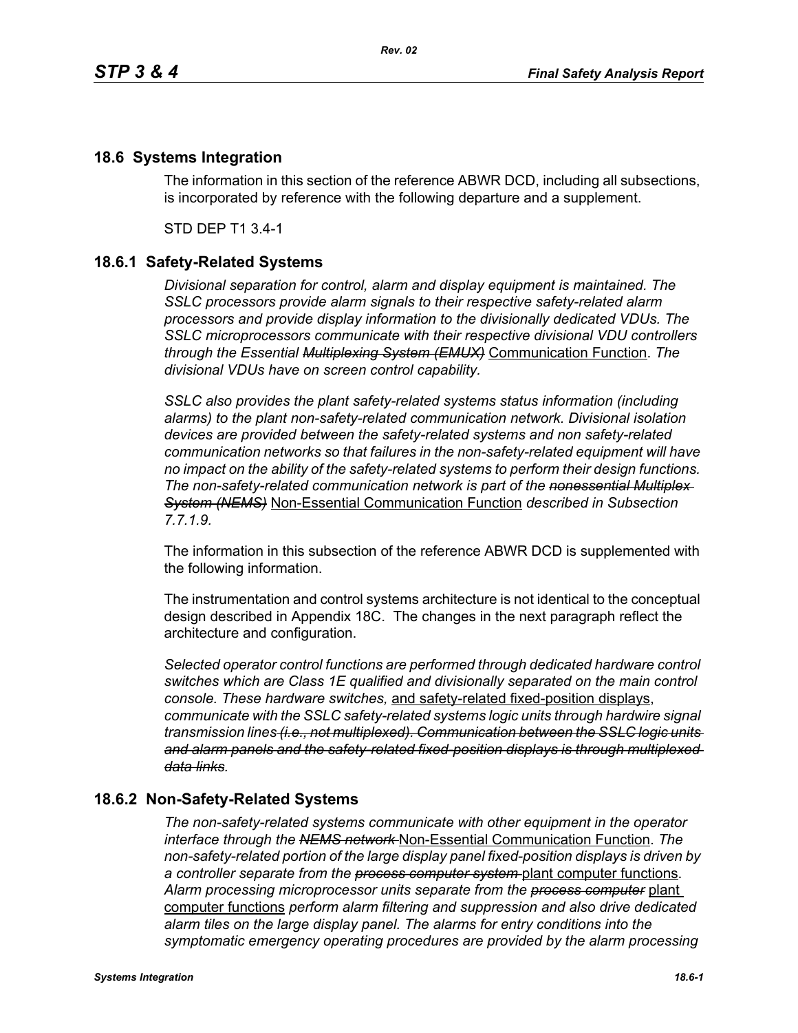## 18.6 Systems Integration

The information in this section of the reference ABWR DCD, including all subsections, is incorporated by reference with the following departure and a supplement.

STD DEP T1 3.4-1

### 18.6.1 Safety-Related Systems

*Divisional separation for control, alarm and display equipment is maintained. The SSLC processors provide alarm signals to their respective safety-related alarm processors and provide display information to the divisionally dedicated VDUs. The SSLC microprocessors communicate with their respective divisional VDU controllers through the Essential ~~Multiplexing System (EMUX)~~* Communication Function. *The divisional VDUs have on screen control capability.*

*SSLC also provides the plant safety-related systems status information (including alarms) to the plant non-safety-related communication network. Divisional isolation devices are provided between the safety-related systems and non safety-related communication networks so that failures in the non-safety-related equipment will have no impact on the ability of the safety-related systems to perform their design functions. The non-safety-related communication network is part of the ~~nonessential Multiplex System (NEMS)~~* Non-Essential Communication Function *described in Subsection 7.7.1.9.*

The information in this subsection of the reference ABWR DCD is supplemented with the following information.

The instrumentation and control systems architecture is not identical to the conceptual design described in Appendix 18C. The changes in the next paragraph reflect the architecture and configuration.

*Selected operator control functions are performed through dedicated hardware control switches which are Class 1E qualified and divisionally separated on the main control console. These hardware switches,* and safety-related fixed-position displays, *communicate with the SSLC safety-related systems logic units through hardwire signal transmission lines ~~(i.e., not multiplexed). Communication between the SSLC logic units and alarm panels and the safety-related fixed-position displays is through multiplexed data links~~.*

### 18.6.2 Non-Safety-Related Systems

*The non-safety-related systems communicate with other equipment in the operator interface through the ~~NEMS network~~* Non-Essential Communication Function. *The non-safety-related portion of the large display panel fixed-position displays is driven by a controller separate from the ~~process computer system~~* plant computer functions. *Alarm processing microprocessor units separate from the ~~process computer~~* plant computer functions *perform alarm filtering and suppression and also drive dedicated alarm tiles on the large display panel. The alarms for entry conditions into the symptomatic emergency operating procedures are provided by the alarm processing*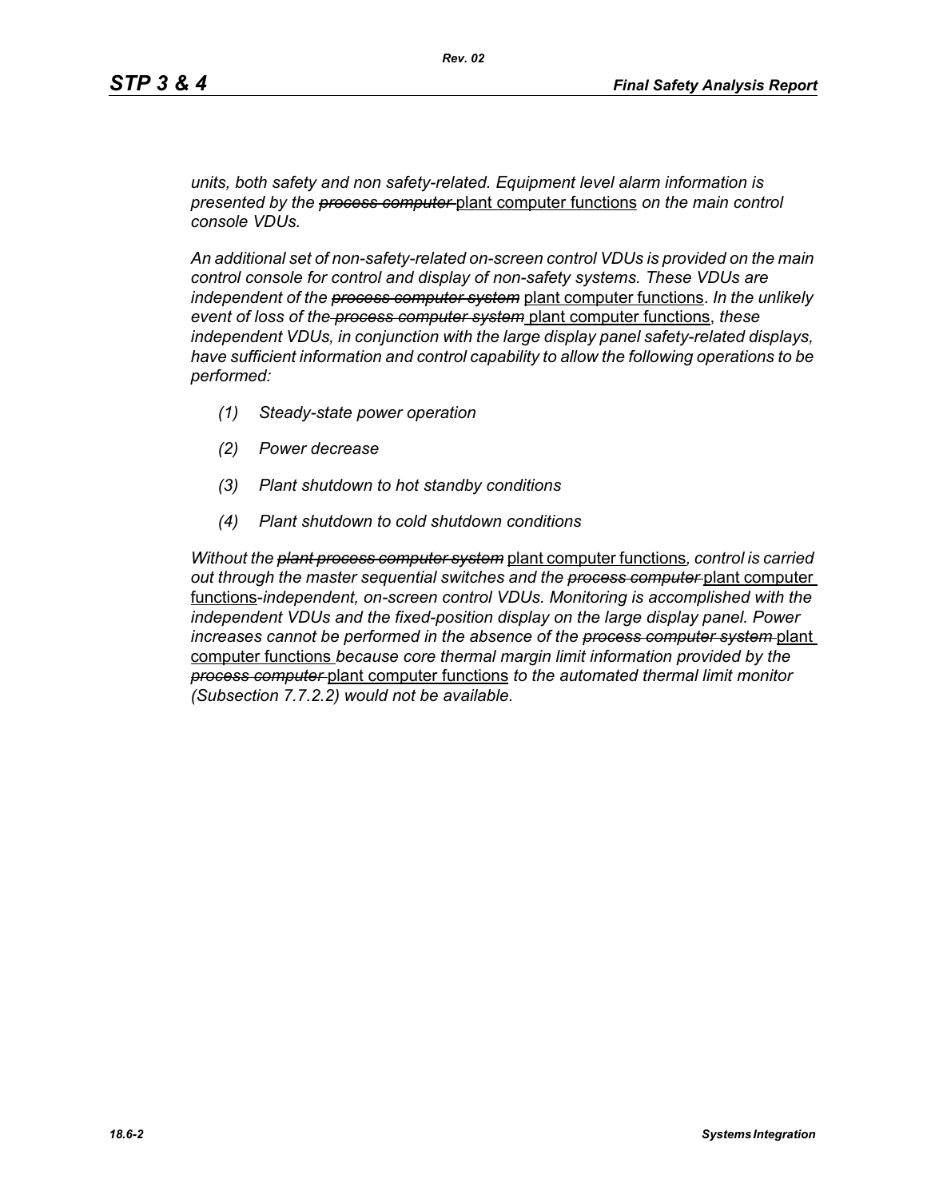*units, both safety and non safety-related. Equipment level alarm information is presented by the* ~~*process computer*~~ <u>plant computer functions</u> *on the main control console VDUs.*

*An additional set of non-safety-related on-screen control VDUs is provided on the main control console for control and display of non-safety systems. These VDUs are independent of the* ~~*process computer system*~~ <u>plant computer functions</u>*. In the unlikely event of loss of the* ~~*process computer system*~~ <u>plant computer functions</u>*, these independent VDUs, in conjunction with the large display panel safety-related displays, have sufficient information and control capability to allow the following operations to be performed:*

*(1) Steady-state power operation*

*(2) Power decrease*

*(3) Plant shutdown to hot standby conditions*

*(4) Plant shutdown to cold shutdown conditions*

*Without the* ~~*plant process computer system*~~ <u>plant computer functions</u>*, control is carried out through the master sequential switches and the* ~~*process computer*~~ <u>plant computer functions</u>*-independent, on-screen control VDUs. Monitoring is accomplished with the independent VDUs and the fixed-position display on the large display panel. Power increases cannot be performed in the absence of the* ~~*process computer system*~~ <u>plant computer functions</u> *because core thermal margin limit information provided by the* ~~*process computer*~~ <u>plant computer functions</u> *to the automated thermal limit monitor (Subsection 7.7.2.2) would not be available.*